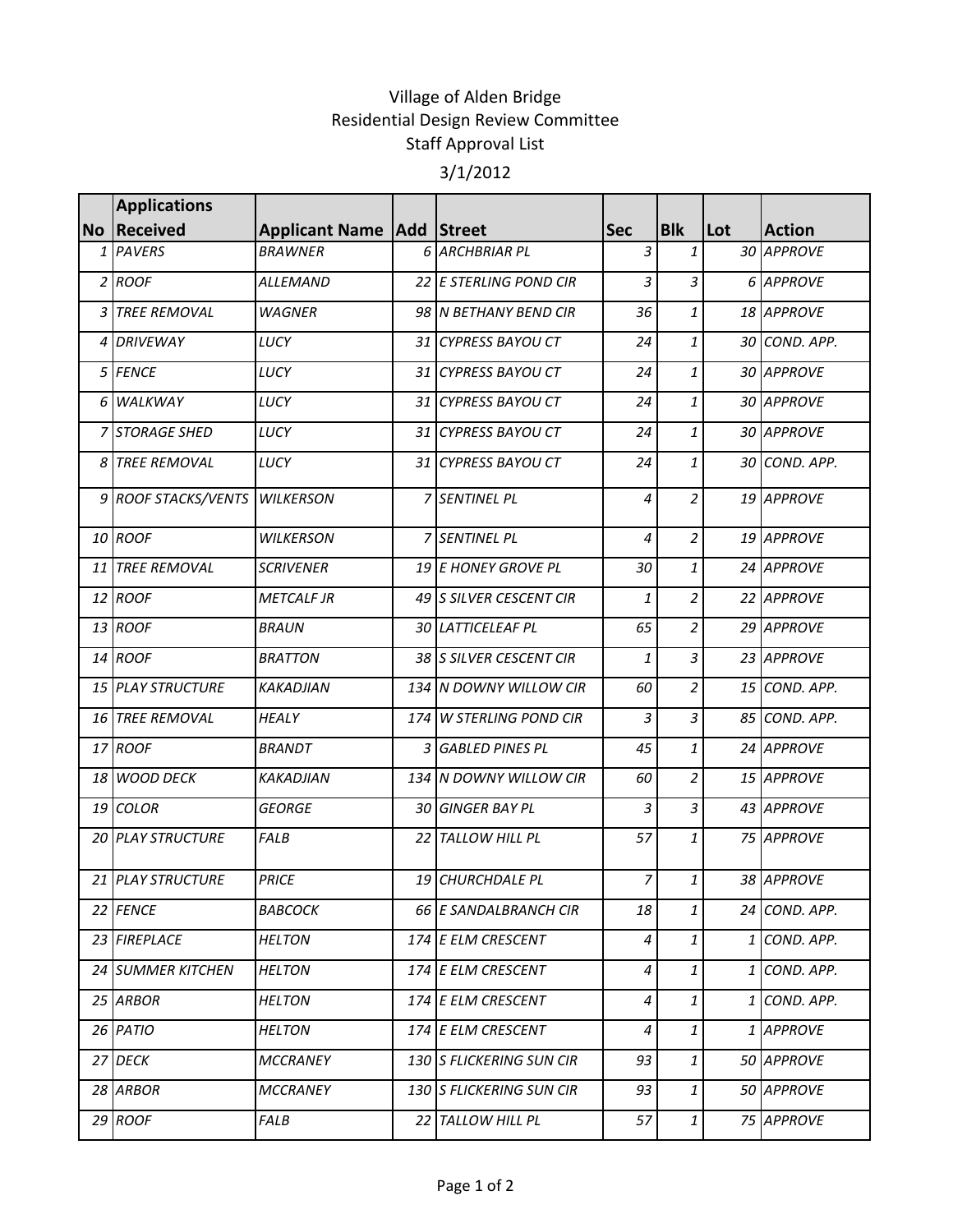Village of Alden Bridge

Residential Design Review Committee

Staff Approval List

3/1/2012

| No | Applications Received | Applicant Name | Add | Street | Sec | Blk | Lot | Action |
|---|---|---|---|---|---|---|---|---|
| 1 | PAVERS | BRAWNER | 6 | ARCHBRIAR PL | 3 | 1 | 30 | APPROVE |
| 2 | ROOF | ALLEMAND | 22 | E STERLING POND CIR | 3 | 3 | 6 | APPROVE |
| 3 | TREE REMOVAL | WAGNER | 98 | N BETHANY BEND CIR | 36 | 1 | 18 | APPROVE |
| 4 | DRIVEWAY | LUCY | 31 | CYPRESS BAYOU CT | 24 | 1 | 30 | COND. APP. |
| 5 | FENCE | LUCY | 31 | CYPRESS BAYOU CT | 24 | 1 | 30 | APPROVE |
| 6 | WALKWAY | LUCY | 31 | CYPRESS BAYOU CT | 24 | 1 | 30 | APPROVE |
| 7 | STORAGE SHED | LUCY | 31 | CYPRESS BAYOU CT | 24 | 1 | 30 | APPROVE |
| 8 | TREE REMOVAL | LUCY | 31 | CYPRESS BAYOU CT | 24 | 1 | 30 | COND. APP. |
| 9 | ROOF STACKS/VENTS | WILKERSON | 7 | SENTINEL PL | 4 | 2 | 19 | APPROVE |
| 10 | ROOF | WILKERSON | 7 | SENTINEL PL | 4 | 2 | 19 | APPROVE |
| 11 | TREE REMOVAL | SCRIVENER | 19 | E HONEY GROVE PL | 30 | 1 | 24 | APPROVE |
| 12 | ROOF | METCALF JR | 49 | S SILVER CESCENT CIR | 1 | 2 | 22 | APPROVE |
| 13 | ROOF | BRAUN | 30 | LATTICELEAF PL | 65 | 2 | 29 | APPROVE |
| 14 | ROOF | BRATTON | 38 | S SILVER CESCENT CIR | 1 | 3 | 23 | APPROVE |
| 15 | PLAY STRUCTURE | KAKADJIAN | 134 | N DOWNY WILLOW CIR | 60 | 2 | 15 | COND. APP. |
| 16 | TREE REMOVAL | HEALY | 174 | W STERLING POND CIR | 3 | 3 | 85 | COND. APP. |
| 17 | ROOF | BRANDT | 3 | GABLED PINES PL | 45 | 1 | 24 | APPROVE |
| 18 | WOOD DECK | KAKADJIAN | 134 | N DOWNY WILLOW CIR | 60 | 2 | 15 | APPROVE |
| 19 | COLOR | GEORGE | 30 | GINGER BAY PL | 3 | 3 | 43 | APPROVE |
| 20 | PLAY STRUCTURE | FALB | 22 | TALLOW HILL PL | 57 | 1 | 75 | APPROVE |
| 21 | PLAY STRUCTURE | PRICE | 19 | CHURCHDALE PL | 7 | 1 | 38 | APPROVE |
| 22 | FENCE | BABCOCK | 66 | E SANDALBRANCH CIR | 18 | 1 | 24 | COND. APP. |
| 23 | FIREPLACE | HELTON | 174 | E ELM CRESCENT | 4 | 1 | 1 | COND. APP. |
| 24 | SUMMER KITCHEN | HELTON | 174 | E ELM CRESCENT | 4 | 1 | 1 | COND. APP. |
| 25 | ARBOR | HELTON | 174 | E ELM CRESCENT | 4 | 1 | 1 | COND. APP. |
| 26 | PATIO | HELTON | 174 | E ELM CRESCENT | 4 | 1 | 1 | APPROVE |
| 27 | DECK | MCCRANEY | 130 | S FLICKERING SUN CIR | 93 | 1 | 50 | APPROVE |
| 28 | ARBOR | MCCRANEY | 130 | S FLICKERING SUN CIR | 93 | 1 | 50 | APPROVE |
| 29 | ROOF | FALB | 22 | TALLOW HILL PL | 57 | 1 | 75 | APPROVE |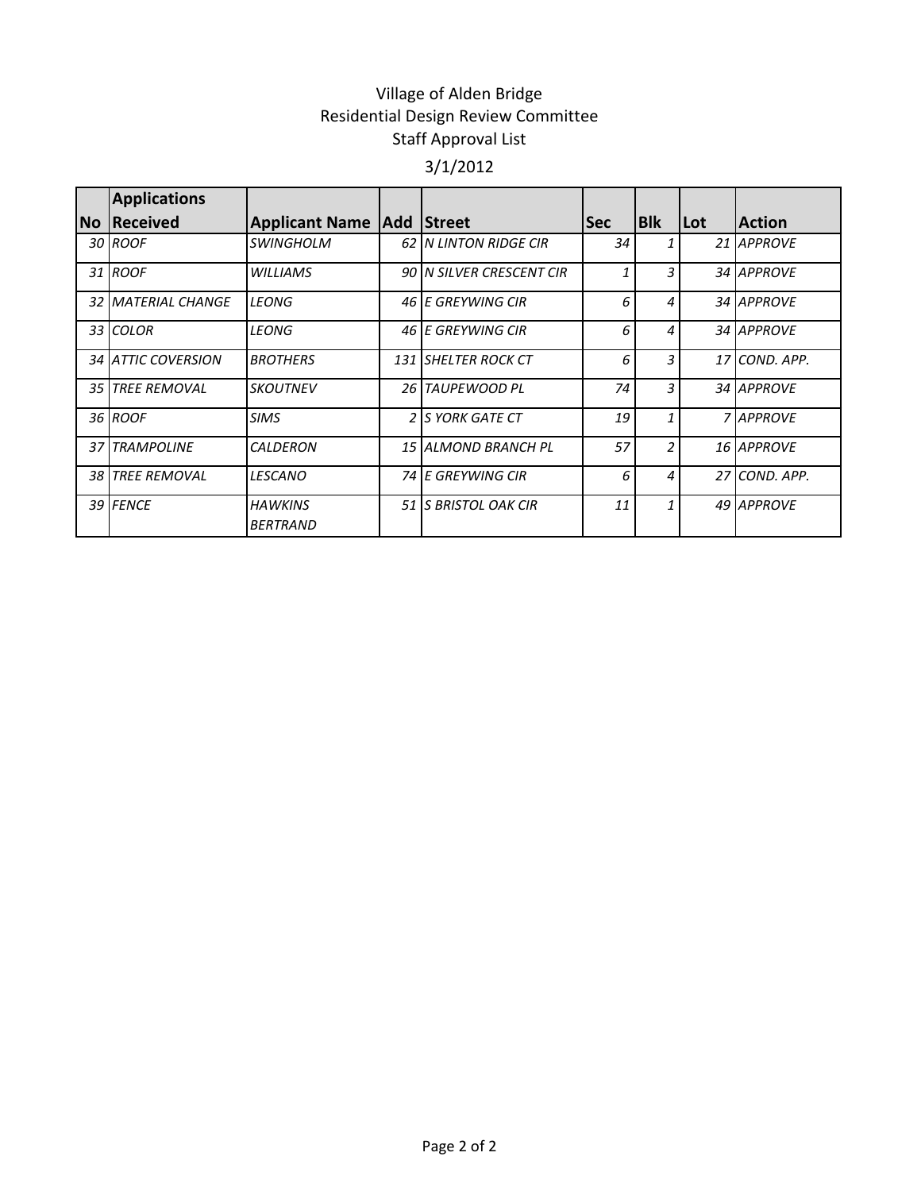Village of Alden Bridge
Residential Design Review Committee
Staff Approval List

3/1/2012

| No | Applications Received | Applicant Name | Add | Street | Sec | Blk | Lot | Action |
|---|---|---|---|---|---|---|---|---|
| 30 | ROOF | SWINGHOLM | 62 | N LINTON RIDGE CIR | 34 | 1 | 21 | APPROVE |
| 31 | ROOF | WILLIAMS | 90 | N SILVER CRESCENT CIR | 1 | 3 | 34 | APPROVE |
| 32 | MATERIAL CHANGE | LEONG | 46 | E GREYWING CIR | 6 | 4 | 34 | APPROVE |
| 33 | COLOR | LEONG | 46 | E GREYWING CIR | 6 | 4 | 34 | APPROVE |
| 34 | ATTIC COVERSION | BROTHERS | 131 | SHELTER ROCK CT | 6 | 3 | 17 | COND. APP. |
| 35 | TREE REMOVAL | SKOUTNEV | 26 | TAUPEWOOD PL | 74 | 3 | 34 | APPROVE |
| 36 | ROOF | SIMS | 2 | S YORK GATE CT | 19 | 1 | 7 | APPROVE |
| 37 | TRAMPOLINE | CALDERON | 15 | ALMOND BRANCH PL | 57 | 2 | 16 | APPROVE |
| 38 | TREE REMOVAL | LESCANO | 74 | E GREYWING CIR | 6 | 4 | 27 | COND. APP. |
| 39 | FENCE | HAWKINS BERTRAND | 51 | S BRISTOL OAK CIR | 11 | 1 | 49 | APPROVE |